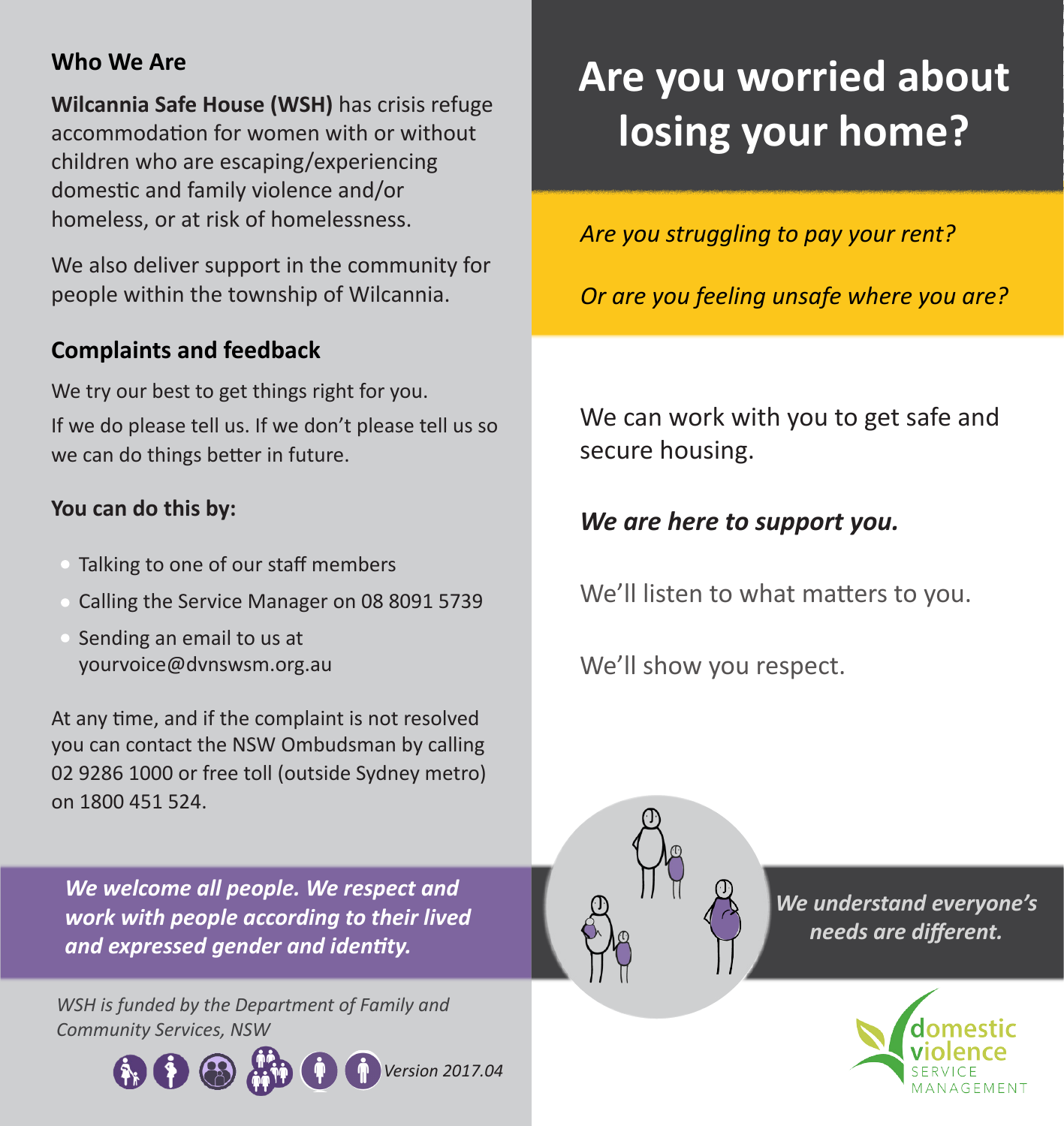## Who We Are

**Wilcannia Safe House (WSH)** has crisis refuge accommodation for women with or without children who are escaping/experiencing domestic and family violence and/or homeless, or at risk of homelessness.

We also deliver support in the community for people within the township of Wilcannia.

## Complaints and feedback

We try our best to get things right for you.

If we do please tell us. If we don't please tell us so we can do things better in future.

**You can do this by:**

- Talking to one of our staff members
- Calling the Service Manager on 08 8091 5739
- Sending an email to us at yourvoice@dvnswsm.org.au

At any time, and if the complaint is not resolved you can contact the NSW Ombudsman by calling 02 9286 1000 or free toll (outside Sydney metro) on 1800 451 524.

***We welcome all people. We respect and work with people according to their lived and expressed gender and identity.***

*WSH is funded by the Department of Family and Community Services, NSW*

*Version 2017.04*

# Are you worried about losing your home?

*Are you struggling to pay your rent?*

*Or are you feeling unsafe where you are?*

We can work with you to get safe and secure housing.

***We are here to support you.***

We'll listen to what matters to you.

We'll show you respect.

***We understand everyone's needs are different.***

domestic violence SERVICE MANAGEMENT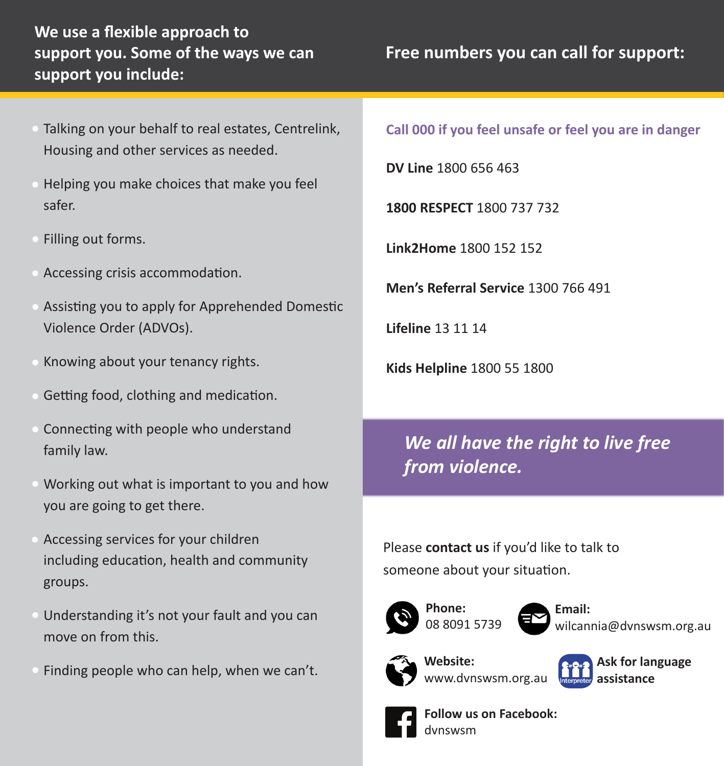## We use a flexible approach to support you. Some of the ways we can support you include:

- Talking on your behalf to real estates, Centrelink, Housing and other services as needed.
- Helping you make choices that make you feel safer.
- Filling out forms.
- Accessing crisis accommodation.
- Assisting you to apply for Apprehended Domestic Violence Order (ADVOs).
- Knowing about your tenancy rights.
- Getting food, clothing and medication.
- Connecting with people who understand family law.
- Working out what is important to you and how you are going to get there.
- Accessing services for your children including education, health and community groups.
- Understanding it's not your fault and you can move on from this.
- Finding people who can help, when we can't.

## Free numbers you can call for support:

**Call 000 if you feel unsafe or feel you are in danger**

**DV Line** 1800 656 463

**1800 RESPECT** 1800 737 732

**Link2Home** 1800 152 152

**Men's Referral Service** 1300 766 491

**Lifeline** 13 11 14

**Kids Helpline** 1800 55 1800

***We all have the right to live free from violence.***

Please **contact us** if you'd like to talk to someone about your situation.

**Phone:** 08 8091 5739

**Email:** wilcannia@dvnswsm.org.au

**Website:** www.dvnswsm.org.au

**Ask for language assistance**

**Follow us on Facebook:** dvnswsm